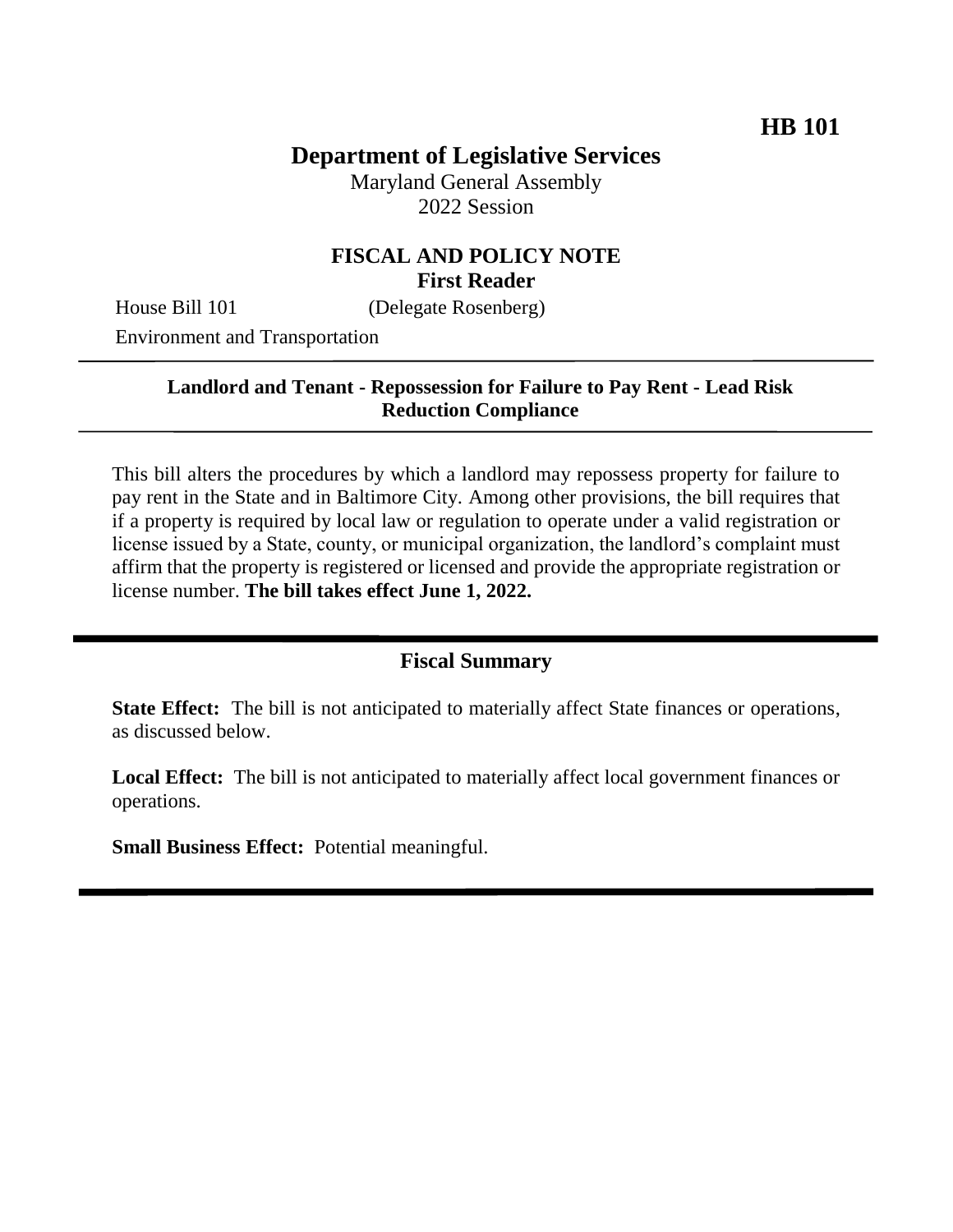**HB 101**

# Department of Legislative Services

Maryland General Assembly
2022 Session

## FISCAL AND POLICY NOTE
**First Reader**

House Bill 101 (Delegate Rosenberg)
Environment and Transportation

---

**Landlord and Tenant - Repossession for Failure to Pay Rent - Lead Risk Reduction Compliance**

---

This bill alters the procedures by which a landlord may repossess property for failure to pay rent in the State and in Baltimore City. Among other provisions, the bill requires that if a property is required by local law or regulation to operate under a valid registration or license issued by a State, county, or municipal organization, the landlord's complaint must affirm that the property is registered or licensed and provide the appropriate registration or license number. **The bill takes effect June 1, 2022.**

---

## Fiscal Summary

**State Effect:** The bill is not anticipated to materially affect State finances or operations, as discussed below.

**Local Effect:** The bill is not anticipated to materially affect local government finances or operations.

**Small Business Effect:** Potential meaningful.

---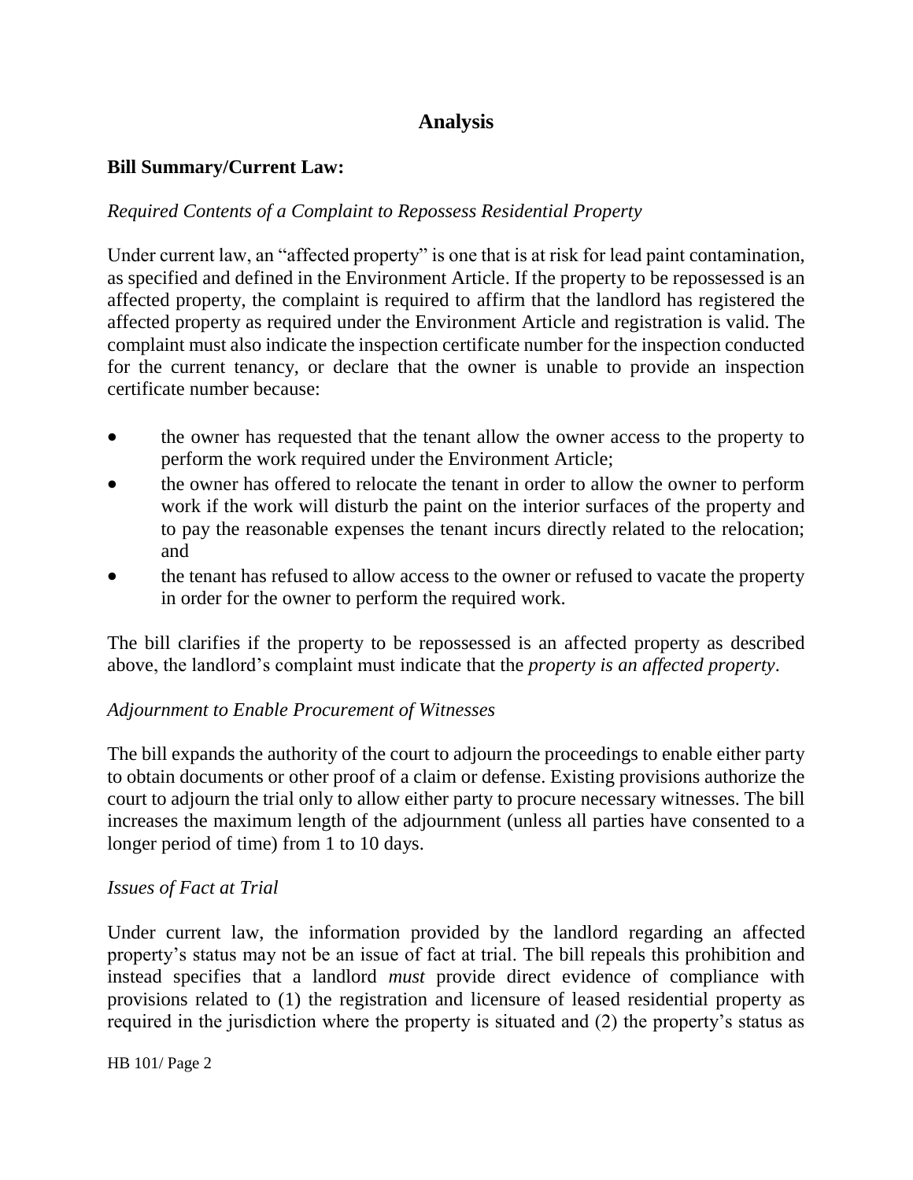# Analysis

**Bill Summary/Current Law:**

*Required Contents of a Complaint to Repossess Residential Property*

Under current law, an "affected property" is one that is at risk for lead paint contamination, as specified and defined in the Environment Article. If the property to be repossessed is an affected property, the complaint is required to affirm that the landlord has registered the affected property as required under the Environment Article and registration is valid. The complaint must also indicate the inspection certificate number for the inspection conducted for the current tenancy, or declare that the owner is unable to provide an inspection certificate number because:

- the owner has requested that the tenant allow the owner access to the property to perform the work required under the Environment Article;
- the owner has offered to relocate the tenant in order to allow the owner to perform work if the work will disturb the paint on the interior surfaces of the property and to pay the reasonable expenses the tenant incurs directly related to the relocation; and
- the tenant has refused to allow access to the owner or refused to vacate the property in order for the owner to perform the required work.

The bill clarifies if the property to be repossessed is an affected property as described above, the landlord's complaint must indicate that the *property is an affected property*.

*Adjournment to Enable Procurement of Witnesses*

The bill expands the authority of the court to adjourn the proceedings to enable either party to obtain documents or other proof of a claim or defense. Existing provisions authorize the court to adjourn the trial only to allow either party to procure necessary witnesses. The bill increases the maximum length of the adjournment (unless all parties have consented to a longer period of time) from 1 to 10 days.

*Issues of Fact at Trial*

Under current law, the information provided by the landlord regarding an affected property's status may not be an issue of fact at trial. The bill repeals this prohibition and instead specifies that a landlord *must* provide direct evidence of compliance with provisions related to (1) the registration and licensure of leased residential property as required in the jurisdiction where the property is situated and (2) the property's status as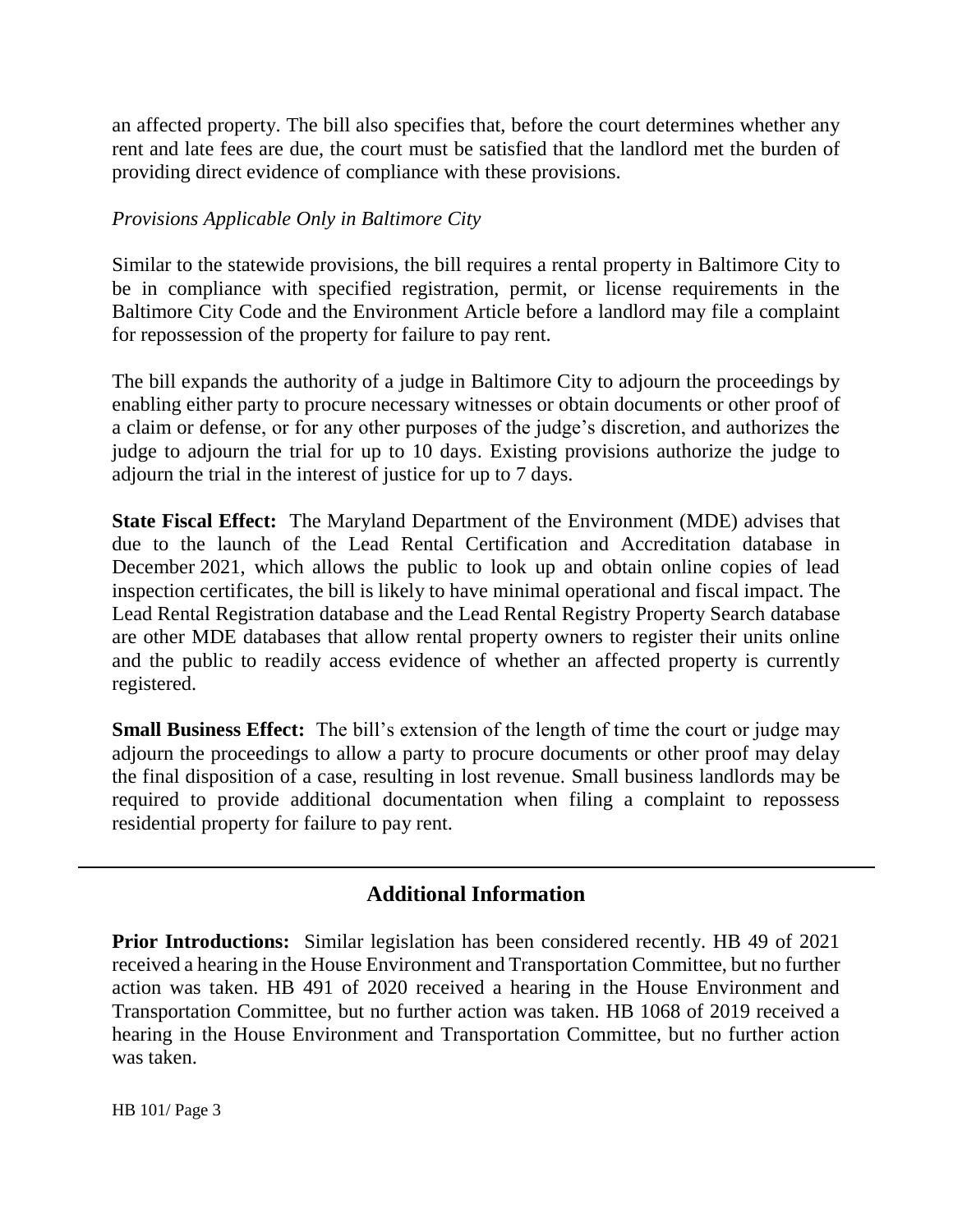an affected property. The bill also specifies that, before the court determines whether any rent and late fees are due, the court must be satisfied that the landlord met the burden of providing direct evidence of compliance with these provisions.

*Provisions Applicable Only in Baltimore City*

Similar to the statewide provisions, the bill requires a rental property in Baltimore City to be in compliance with specified registration, permit, or license requirements in the Baltimore City Code and the Environment Article before a landlord may file a complaint for repossession of the property for failure to pay rent.

The bill expands the authority of a judge in Baltimore City to adjourn the proceedings by enabling either party to procure necessary witnesses or obtain documents or other proof of a claim or defense, or for any other purposes of the judge's discretion, and authorizes the judge to adjourn the trial for up to 10 days. Existing provisions authorize the judge to adjourn the trial in the interest of justice for up to 7 days.

**State Fiscal Effect:** The Maryland Department of the Environment (MDE) advises that due to the launch of the Lead Rental Certification and Accreditation database in December 2021, which allows the public to look up and obtain online copies of lead inspection certificates, the bill is likely to have minimal operational and fiscal impact. The Lead Rental Registration database and the Lead Rental Registry Property Search database are other MDE databases that allow rental property owners to register their units online and the public to readily access evidence of whether an affected property is currently registered.

**Small Business Effect:** The bill's extension of the length of time the court or judge may adjourn the proceedings to allow a party to procure documents or other proof may delay the final disposition of a case, resulting in lost revenue. Small business landlords may be required to provide additional documentation when filing a complaint to repossess residential property for failure to pay rent.

## Additional Information

**Prior Introductions:** Similar legislation has been considered recently. HB 49 of 2021 received a hearing in the House Environment and Transportation Committee, but no further action was taken. HB 491 of 2020 received a hearing in the House Environment and Transportation Committee, but no further action was taken. HB 1068 of 2019 received a hearing in the House Environment and Transportation Committee, but no further action was taken.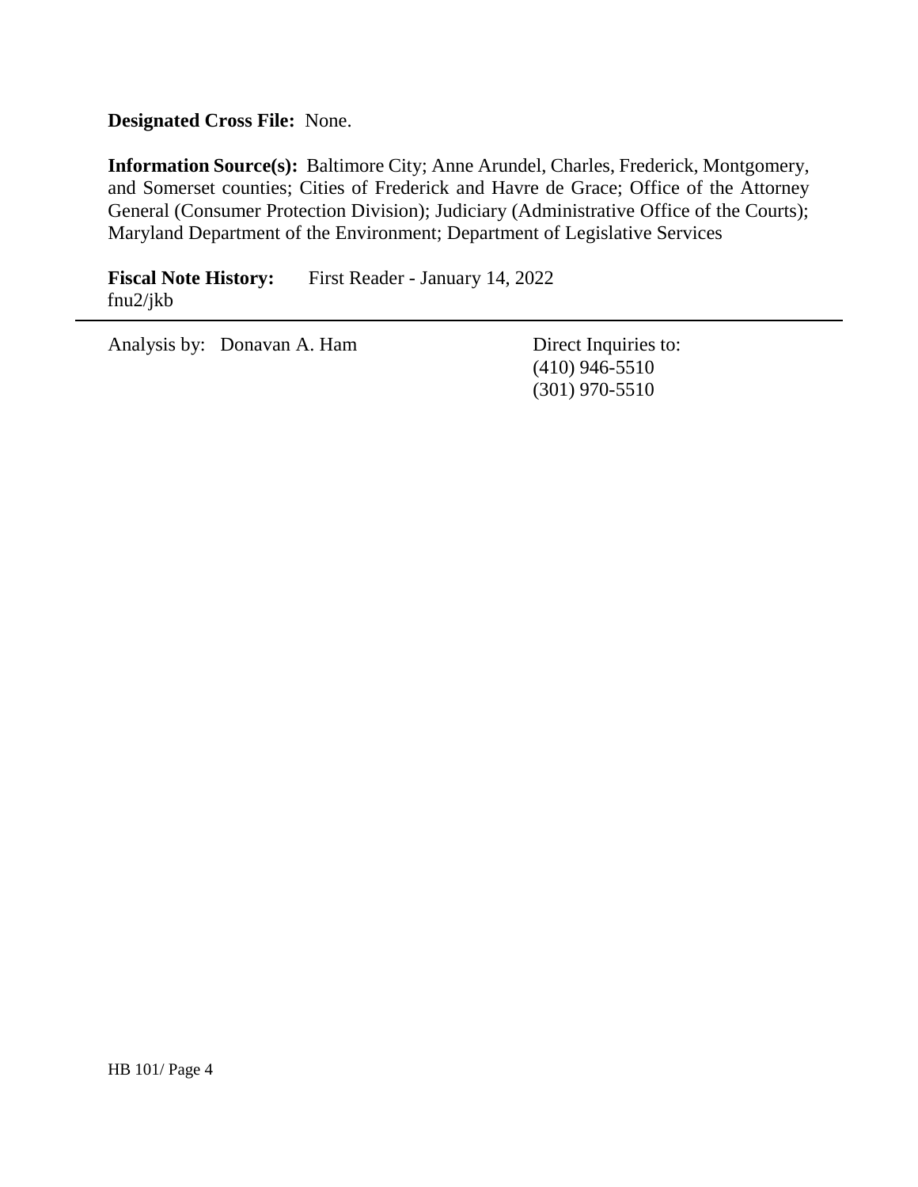**Designated Cross File:** None.

**Information Source(s):** Baltimore City; Anne Arundel, Charles, Frederick, Montgomery, and Somerset counties; Cities of Frederick and Havre de Grace; Office of the Attorney General (Consumer Protection Division); Judiciary (Administrative Office of the Courts); Maryland Department of the Environment; Department of Legislative Services

**Fiscal Note History:** First Reader - January 14, 2022
fnu2/jkb

---

Analysis by: Donavan A. Ham

Direct Inquiries to:
(410) 946-5510
(301) 970-5510